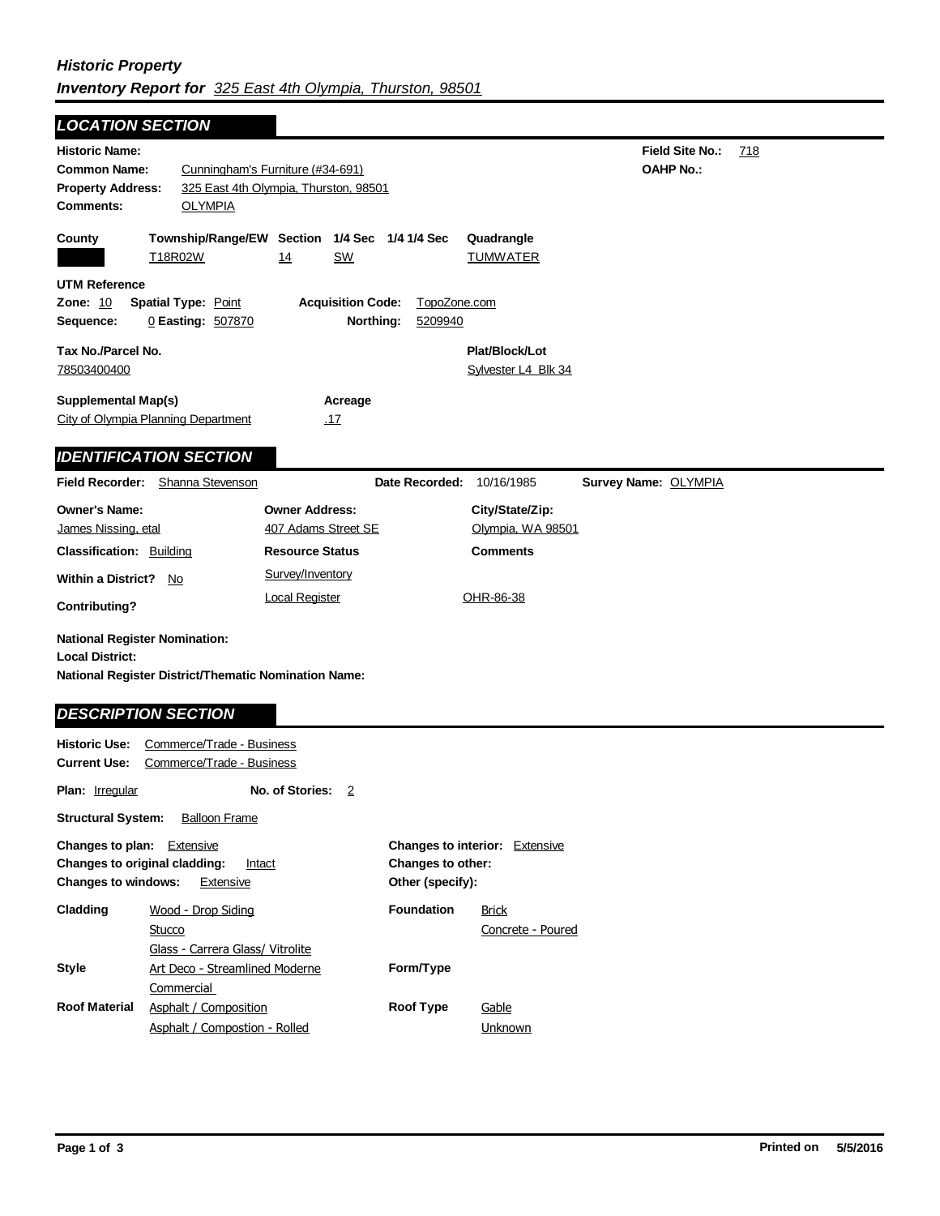*Historic Property*
***Inventory Report for** 325 East 4th Olympia, Thurston, 98501*

## *LOCATION SECTION*

**Historic Name:**

**Field Site No.:** 718

**OAHP No.:**

**Common Name:** Cunningham's Furniture (#34-691)

**Property Address:** 325 East 4th Olympia, Thurston, 98501

**Comments:** OLYMPIA

| County | Township/Range/EW | Section | 1/4 Sec | 1/4 1/4 Sec | Quadrangle |
|---|---|---|---|---|---|
| | T18R02W | 14 | SW | | TUMWATER |

**UTM Reference**

**Zone:** 10 **Spatial Type:** Point **Acquisition Code:** TopoZone.com

**Sequence:** 0 **Easting:** 507870 **Northing:** 5209940

**Tax No./Parcel No.** 78503400400

**Plat/Block/Lot** Sylvester L4 Blk 34

**Supplemental Map(s)** City of Olympia Planning Department

**Acreage** .17

## *IDENTIFICATION SECTION*

**Field Recorder:** Shanna Stevenson **Date Recorded:** 10/16/1985 **Survey Name:** OLYMPIA

| Owner's Name: | Owner Address: | City/State/Zip: |
|---|---|---|
| James Nissing, etal | 407 Adams Street SE | Olympia, WA 98501 |

**Classification:** Building

**Within a District?** No

**Contributing?**

| Resource Status | Comments |
|---|---|
| Survey/Inventory | |
| Local Register | OHR-86-38 |

**National Register Nomination:**

**Local District:**

**National Register District/Thematic Nomination Name:**

## *DESCRIPTION SECTION*

**Historic Use:** Commerce/Trade - Business

**Current Use:** Commerce/Trade - Business

**Plan:** Irregular **No. of Stories:** 2

**Structural System:** Balloon Frame

**Changes to plan:** Extensive

**Changes to original cladding:** Intact

**Changes to windows:** Extensive

**Changes to interior:** Extensive

**Changes to other:**

**Other (specify):**

**Cladding**
- Wood - Drop Siding
- Stucco
- Glass - Carrera Glass/ Vitrolite

**Foundation**
- Brick
- Concrete - Poured

**Style**
- Art Deco - Streamlined Moderne
- Commercial

**Form/Type**

**Roof Material**
- Asphalt / Composition
- Asphalt / Compostion - Rolled

**Roof Type**
- Gable
- Unknown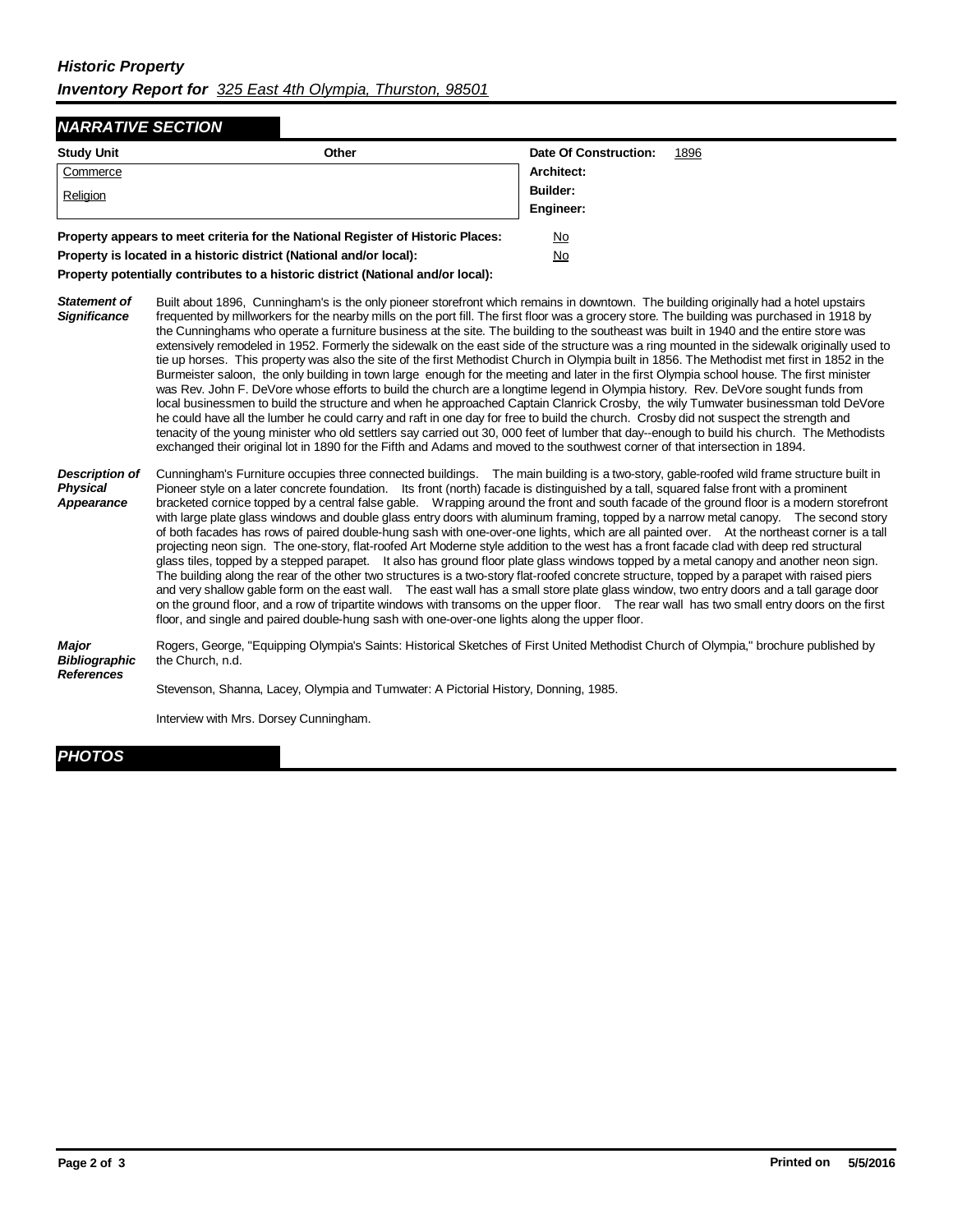*Historic Property*
***Inventory Report for*** *325 East 4th Olympia, Thurston, 98501*

## *NARRATIVE SECTION*

| Study Unit | Other |
|---|---|
| Commerce | |
| Religion | |

**Date Of Construction:** 1896
**Architect:**
**Builder:**
**Engineer:**

**Property appears to meet criteria for the National Register of Historic Places:** No

**Property is located in a historic district (National and/or local):** No

**Property potentially contributes to a historic district (National and/or local):**

***Statement of Significance***

Built about 1896, Cunningham's is the only pioneer storefront which remains in downtown. The building originally had a hotel upstairs frequented by millworkers for the nearby mills on the port fill. The first floor was a grocery store. The building was purchased in 1918 by the Cunninghams who operate a furniture business at the site. The building to the southeast was built in 1940 and the entire store was extensively remodeled in 1952. Formerly the sidewalk on the east side of the structure was a ring mounted in the sidewalk originally used to tie up horses. This property was also the site of the first Methodist Church in Olympia built in 1856. The Methodist met first in 1852 in the Burmeister saloon, the only building in town large enough for the meeting and later in the first Olympia school house. The first minister was Rev. John F. DeVore whose efforts to build the church are a longtime legend in Olympia history. Rev. DeVore sought funds from local businessmen to build the structure and when he approached Captain Clanrick Crosby, the wily Tumwater businessman told DeVore he could have all the lumber he could carry and raft in one day for free to build the church. Crosby did not suspect the strength and tenacity of the young minister who old settlers say carried out 30, 000 feet of lumber that day--enough to build his church. The Methodists exchanged their original lot in 1890 for the Fifth and Adams and moved to the southwest corner of that intersection in 1894.

***Description of Physical Appearance***

Cunningham's Furniture occupies three connected buildings. The main building is a two-story, gable-roofed wild frame structure built in Pioneer style on a later concrete foundation. Its front (north) facade is distinguished by a tall, squared false front with a prominent bracketed cornice topped by a central false gable. Wrapping around the front and south facade of the ground floor is a modern storefront with large plate glass windows and double glass entry doors with aluminum framing, topped by a narrow metal canopy. The second story of both facades has rows of paired double-hung sash with one-over-one lights, which are all painted over. At the northeast corner is a tall projecting neon sign. The one-story, flat-roofed Art Moderne style addition to the west has a front facade clad with deep red structural glass tiles, topped by a stepped parapet. It also has ground floor plate glass windows topped by a metal canopy and another neon sign. The building along the rear of the other two structures is a two-story flat-roofed concrete structure, topped by a parapet with raised piers and very shallow gable form on the east wall. The east wall has a small store plate glass window, two entry doors and a tall garage door on the ground floor, and a row of tripartite windows with transoms on the upper floor. The rear wall has two small entry doors on the first floor, and single and paired double-hung sash with one-over-one lights along the upper floor.

***Major Bibliographic References***

Rogers, George, "Equipping Olympia's Saints: Historical Sketches of First United Methodist Church of Olympia," brochure published by the Church, n.d.

Stevenson, Shanna, Lacey, Olympia and Tumwater: A Pictorial History, Donning, 1985.

Interview with Mrs. Dorsey Cunningham.

## *PHOTOS*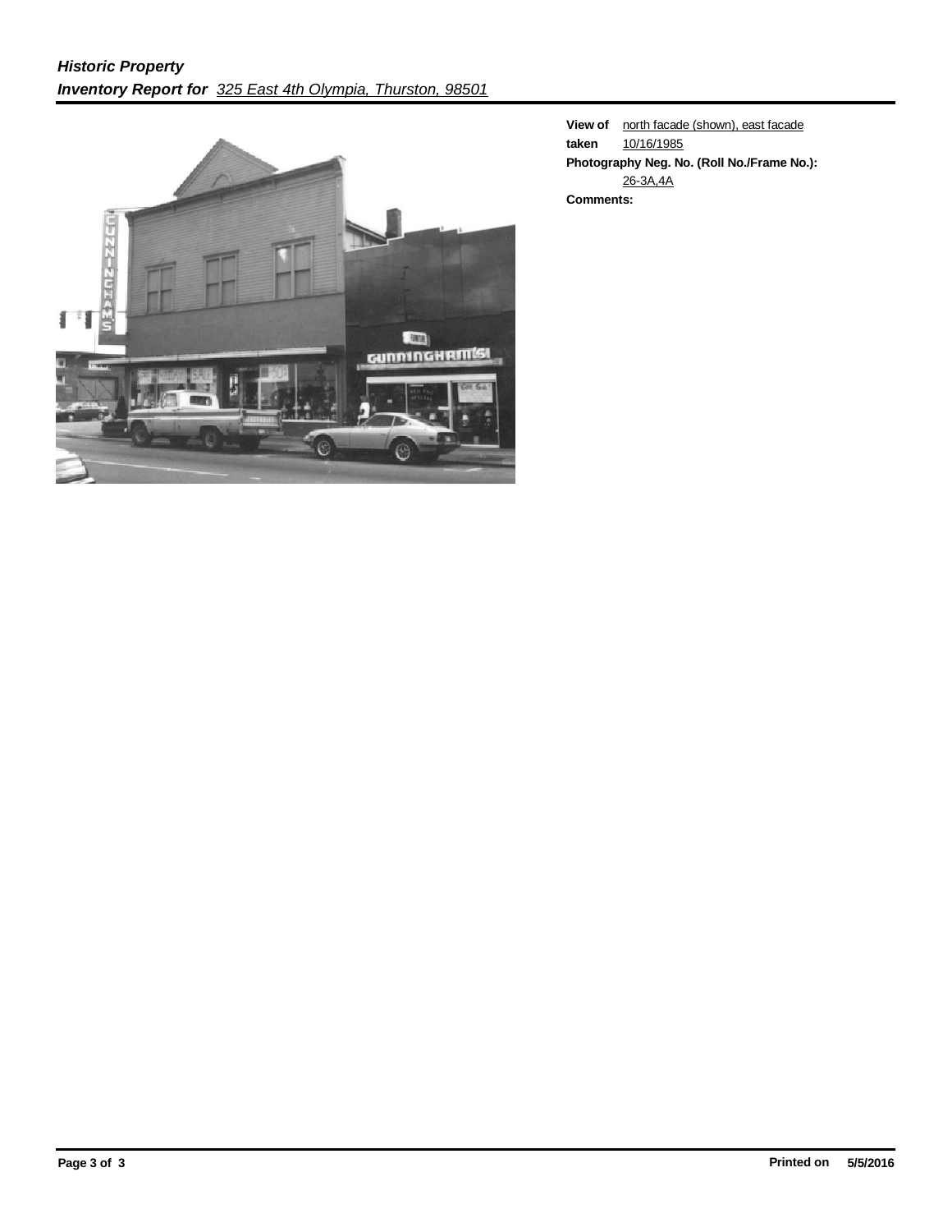***Historic Property***
***Inventory Report for*** *325 East 4th Olympia, Thurston, 98501*

**View of** north facade (shown), east facade
**taken** 10/16/1985
**Photography Neg. No. (Roll No./Frame No.):**
26-3A,4A
**Comments:**